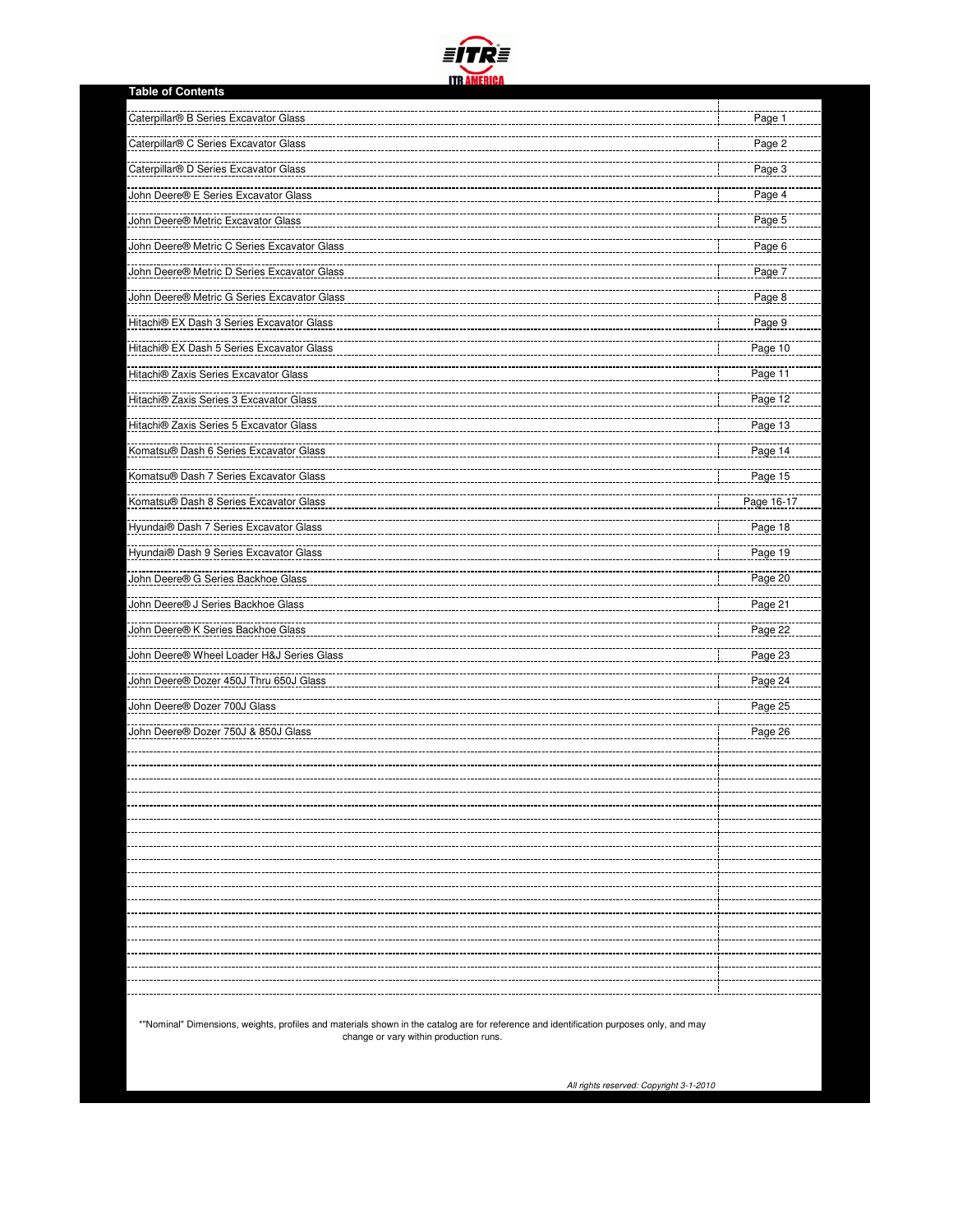ITR AMERICA

## Table of Contents

| | |
|---|---|
| Caterpillar® B Series Excavator Glass | Page 1 |
| Caterpillar® C Series Excavator Glass | Page 2 |
| Caterpillar® D Series Excavator Glass | Page 3 |
| John Deere® E Series Excavator Glass | Page 4 |
| John Deere® Metric Excavator Glass | Page 5 |
| John Deere® Metric C Series Excavator Glass | Page 6 |
| John Deere® Metric D Series Excavator Glass | Page 7 |
| John Deere® Metric G Series Excavator Glass | Page 8 |
| Hitachi® EX Dash 3 Series Excavator Glass | Page 9 |
| Hitachi® EX Dash 5 Series Excavator Glass | Page 10 |
| Hitachi® Zaxis Series Excavator Glass | Page 11 |
| Hitachi® Zaxis Series 3 Excavator Glass | Page 12 |
| Hitachi® Zaxis Series 5 Excavator Glass | Page 13 |
| Komatsu® Dash 6 Series Excavator Glass | Page 14 |
| Komatsu® Dash 7 Series Excavator Glass | Page 15 |
| Komatsu® Dash 8 Series Excavator Glass | Page 16-17 |
| Hyundai® Dash 7 Series Excavator Glass | Page 18 |
| Hyundai® Dash 9 Series Excavator Glass | Page 19 |
| John Deere® G Series Backhoe Glass | Page 20 |
| John Deere® J Series Backhoe Glass | Page 21 |
| John Deere® K Series Backhoe Glass | Page 22 |
| John Deere® Wheel Loader H&J Series Glass | Page 23 |
| John Deere® Dozer 450J Thru 650J Glass | Page 24 |
| John Deere® Dozer 700J Glass | Page 25 |
| John Deere® Dozer 750J & 850J Glass | Page 26 |

*"Nominal" Dimensions, weights, profiles and materials shown in the catalog are for reference and identification purposes only, and may change or vary within production runs.

*All rights reserved: Copyright 3-1-2010*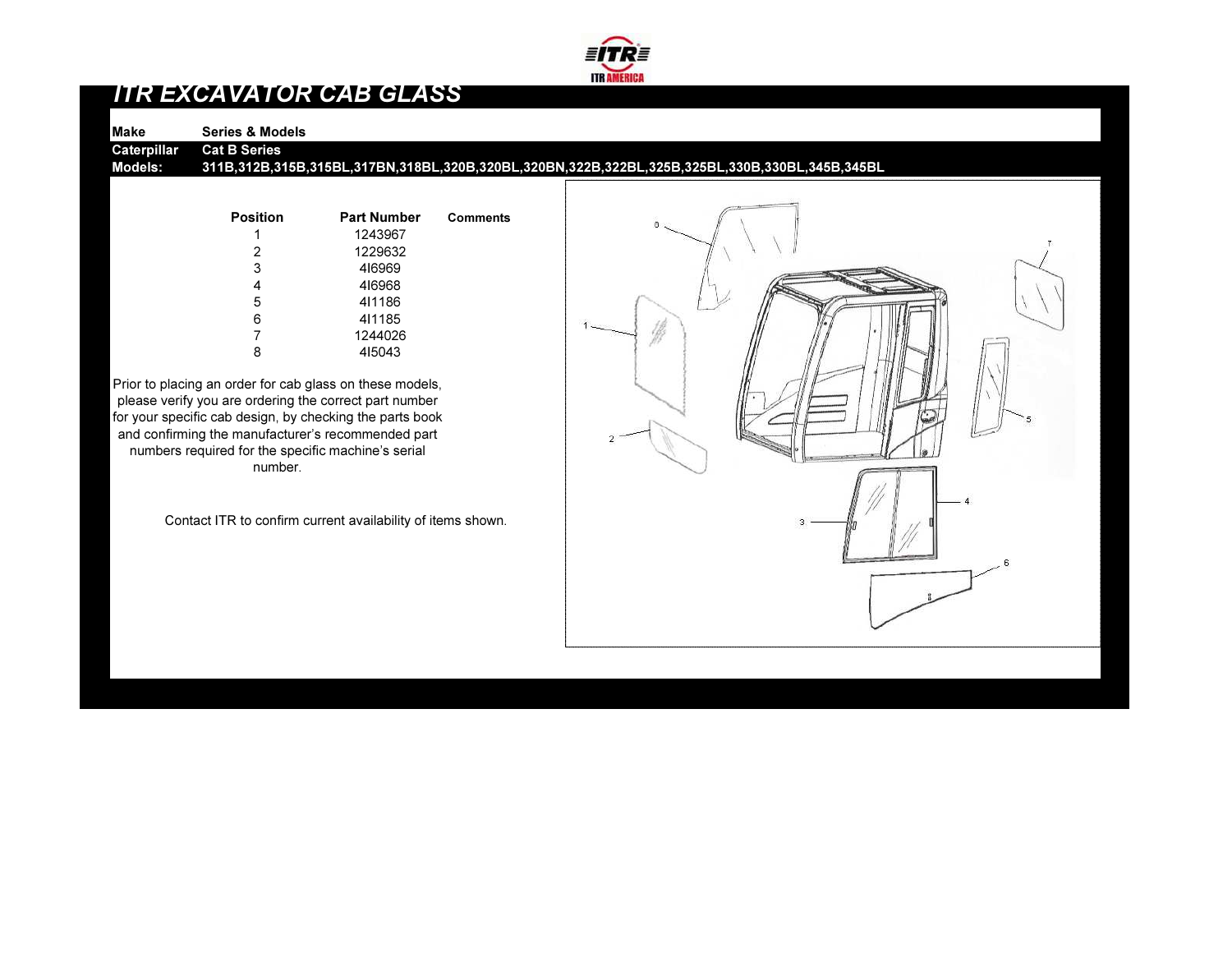# ITR EXCAVATOR CAB GLASS

| Make | Series & Models |
| --- | --- |
| Caterpillar | Cat B Series |
| Models: | 311B,312B,315B,315BL,317BN,318BL,320B,320BL,320BN,322B,322BL,325B,325BL,330B,330BL,345B,345BL |

| Position | Part Number | Comments |
| --- | --- | --- |
| 1 | 1243967 | |
| 2 | 1229632 | |
| 3 | 4I6969 | |
| 4 | 4I6968 | |
| 5 | 4I1186 | |
| 6 | 4I1185 | |
| 7 | 1244026 | |
| 8 | 4I5043 | |

Prior to placing an order for cab glass on these models, please verify you are ordering the correct part number for your specific cab design, by checking the parts book and confirming the manufacturer's recommended part numbers required for the specific machine's serial number.

Contact ITR to confirm current availability of items shown.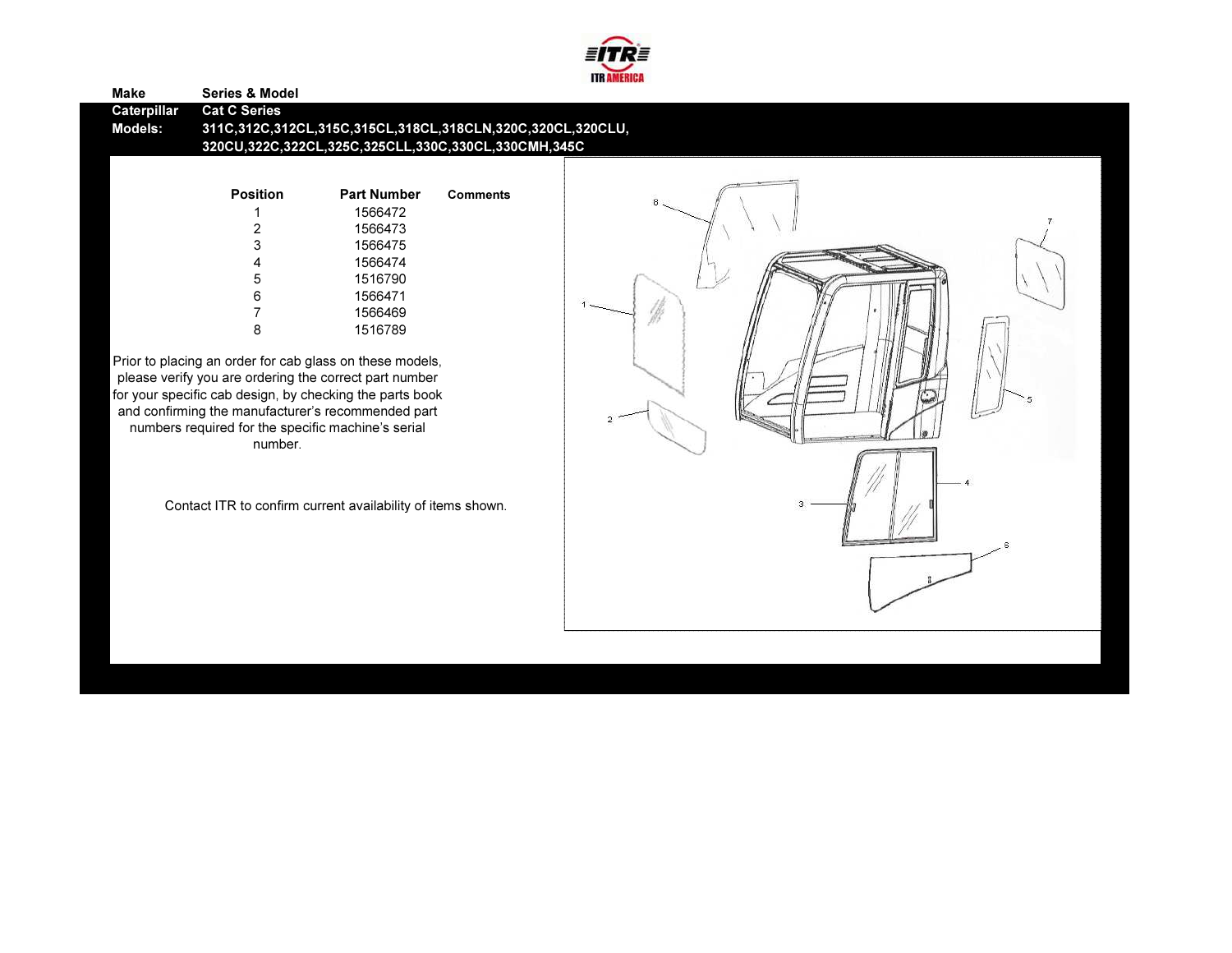| Make | Series & Model |
| --- | --- |
| Caterpillar | Cat C Series |
| Models: | 311C,312C,312CL,315C,315CL,318CL,318CLN,320C,320CL,320CLU, 320CU,322C,322CL,325C,325CLL,330C,330CL,330CMH,345C |

| Position | Part Number | Comments |
| --- | --- | --- |
| 1 | 1566472 | |
| 2 | 1566473 | |
| 3 | 1566475 | |
| 4 | 1566474 | |
| 5 | 1516790 | |
| 6 | 1566471 | |
| 7 | 1566469 | |
| 8 | 1516789 | |

Prior to placing an order for cab glass on these models, please verify you are ordering the correct part number for your specific cab design, by checking the parts book and confirming the manufacturer's recommended part numbers required for the specific machine's serial number.

Contact ITR to confirm current availability of items shown.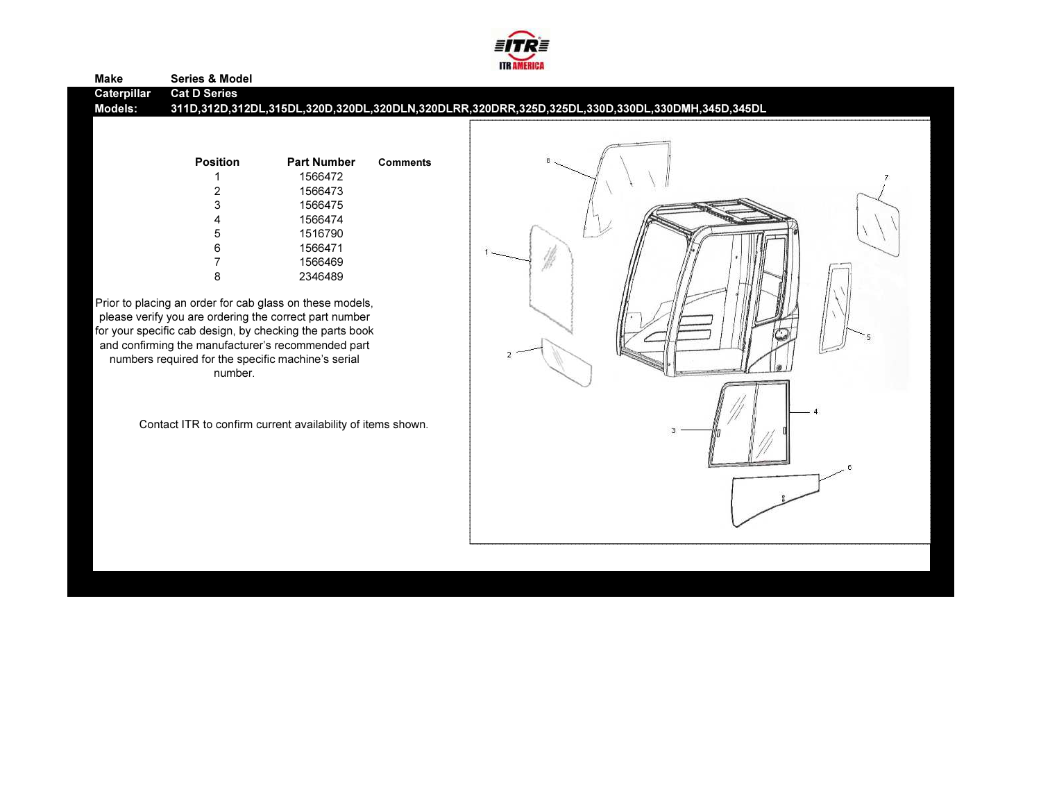| Make | Series & Model |
|---|---|
| Caterpillar | Cat D Series |
| Models: | 311D,312D,312DL,315DL,320D,320DL,320DLN,320DLRR,320DRR,325D,325DL,330D,330DL,330DMH,345D,345DL |

| Position | Part Number | Comments |
|---|---|---|
| 1 | 1566472 | |
| 2 | 1566473 | |
| 3 | 1566475 | |
| 4 | 1566474 | |
| 5 | 1516790 | |
| 6 | 1566471 | |
| 7 | 1566469 | |
| 8 | 2346489 | |

Prior to placing an order for cab glass on these models, please verify you are ordering the correct part number for your specific cab design, by checking the parts book and confirming the manufacturer's recommended part numbers required for the specific machine's serial number.

Contact ITR to confirm current availability of items shown.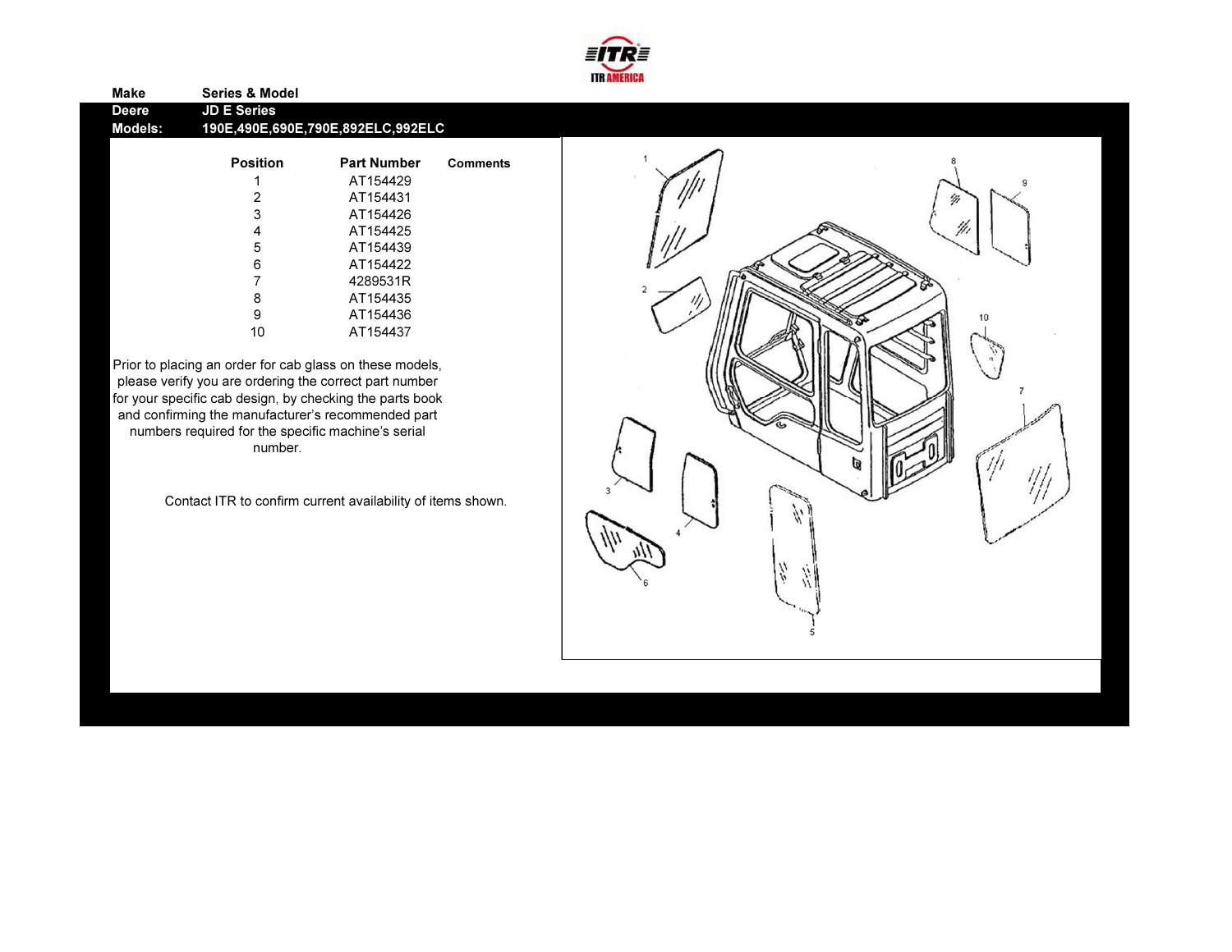| Make | Series & Model |
|---|---|
| Deere | JD E Series |
| Models: | 190E,490E,690E,790E,892ELC,992ELC |

| Position | Part Number | Comments |
|---|---|---|
| 1 | AT154429 | |
| 2 | AT154431 | |
| 3 | AT154426 | |
| 4 | AT154425 | |
| 5 | AT154439 | |
| 6 | AT154422 | |
| 7 | 4289531R | |
| 8 | AT154435 | |
| 9 | AT154436 | |
| 10 | AT154437 | |

Prior to placing an order for cab glass on these models, please verify you are ordering the correct part number for your specific cab design, by checking the parts book and confirming the manufacturer's recommended part numbers required for the specific machine's serial number.

Contact ITR to confirm current availability of items shown.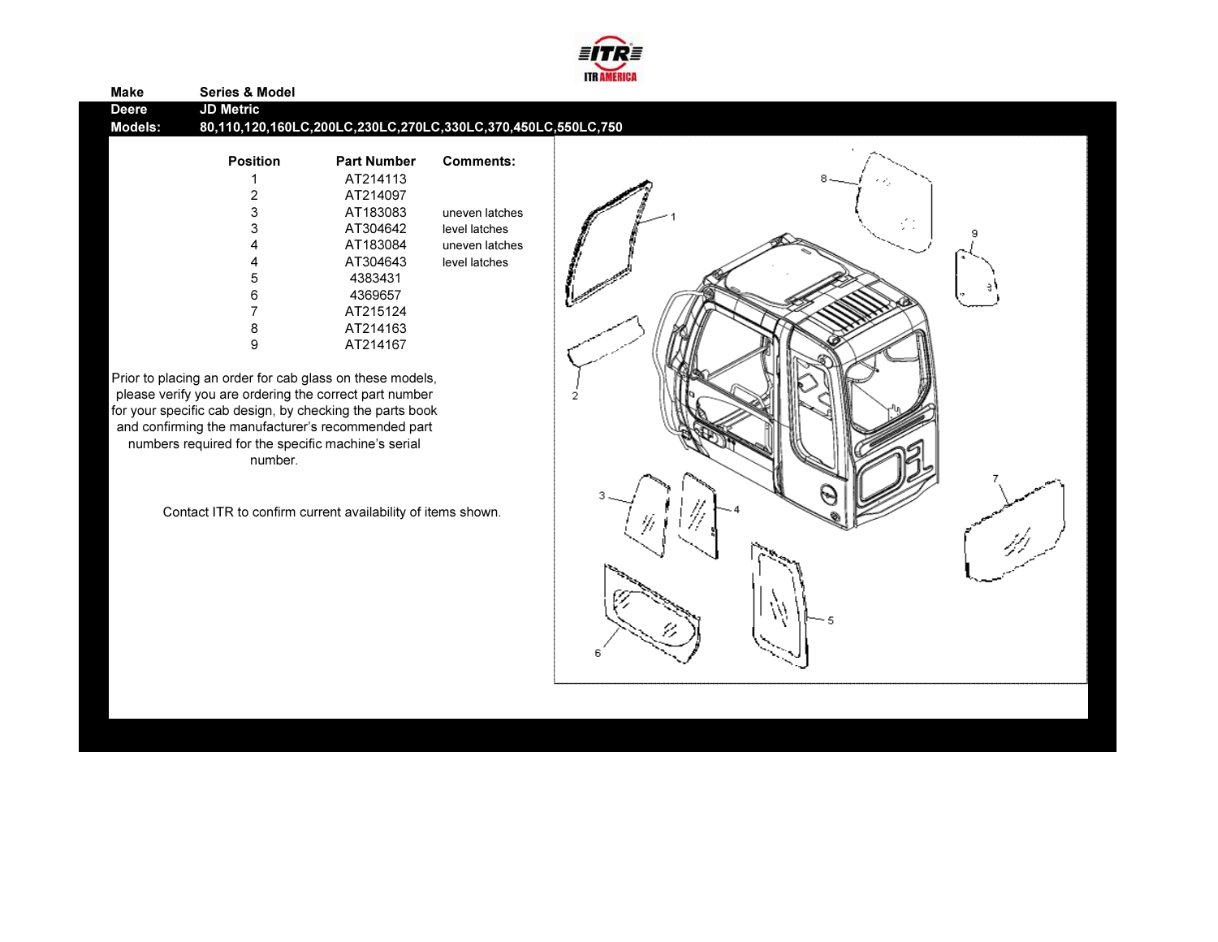| Make | Series & Model |
|---|---|
| Deere | JD Metric |
| Models: | 80,110,120,160LC,200LC,230LC,270LC,330LC,370,450LC,550LC,750 |

| Position | Part Number | Comments: |
|---|---|---|
| 1 | AT214113 | |
| 2 | AT214097 | |
| 3 | AT183083 | uneven latches |
| 3 | AT304642 | level latches |
| 4 | AT183084 | uneven latches |
| 4 | AT304643 | level latches |
| 5 | 4383431 | |
| 6 | 4369657 | |
| 7 | AT215124 | |
| 8 | AT214163 | |
| 9 | AT214167 | |

Prior to placing an order for cab glass on these models, please verify you are ordering the correct part number for your specific cab design, by checking the parts book and confirming the manufacturer's recommended part numbers required for the specific machine's serial number.

Contact ITR to confirm current availability of items shown.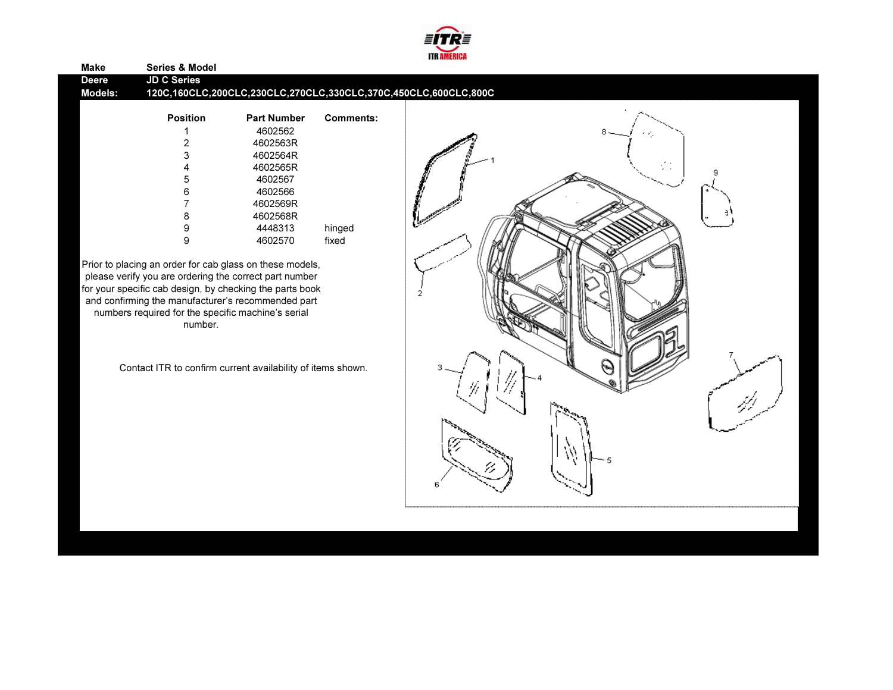| Make | Series & Model |
|---|---|
| Deere | JD C Series |
| Models: | 120C,160CLC,200CLC,230CLC,270CLC,330CLC,370C,450CLC,600CLC,800C |

| Position | Part Number | Comments: |
|---|---|---|
| 1 | 4602562 | |
| 2 | 4602563R | |
| 3 | 4602564R | |
| 4 | 4602565R | |
| 5 | 4602567 | |
| 6 | 4602566 | |
| 7 | 4602569R | |
| 8 | 4602568R | |
| 9 | 4448313 | hinged |
| 9 | 4602570 | fixed |

Prior to placing an order for cab glass on these models, please verify you are ordering the correct part number for your specific cab design, by checking the parts book and confirming the manufacturer's recommended part numbers required for the specific machine's serial number.

Contact ITR to confirm current availability of items shown.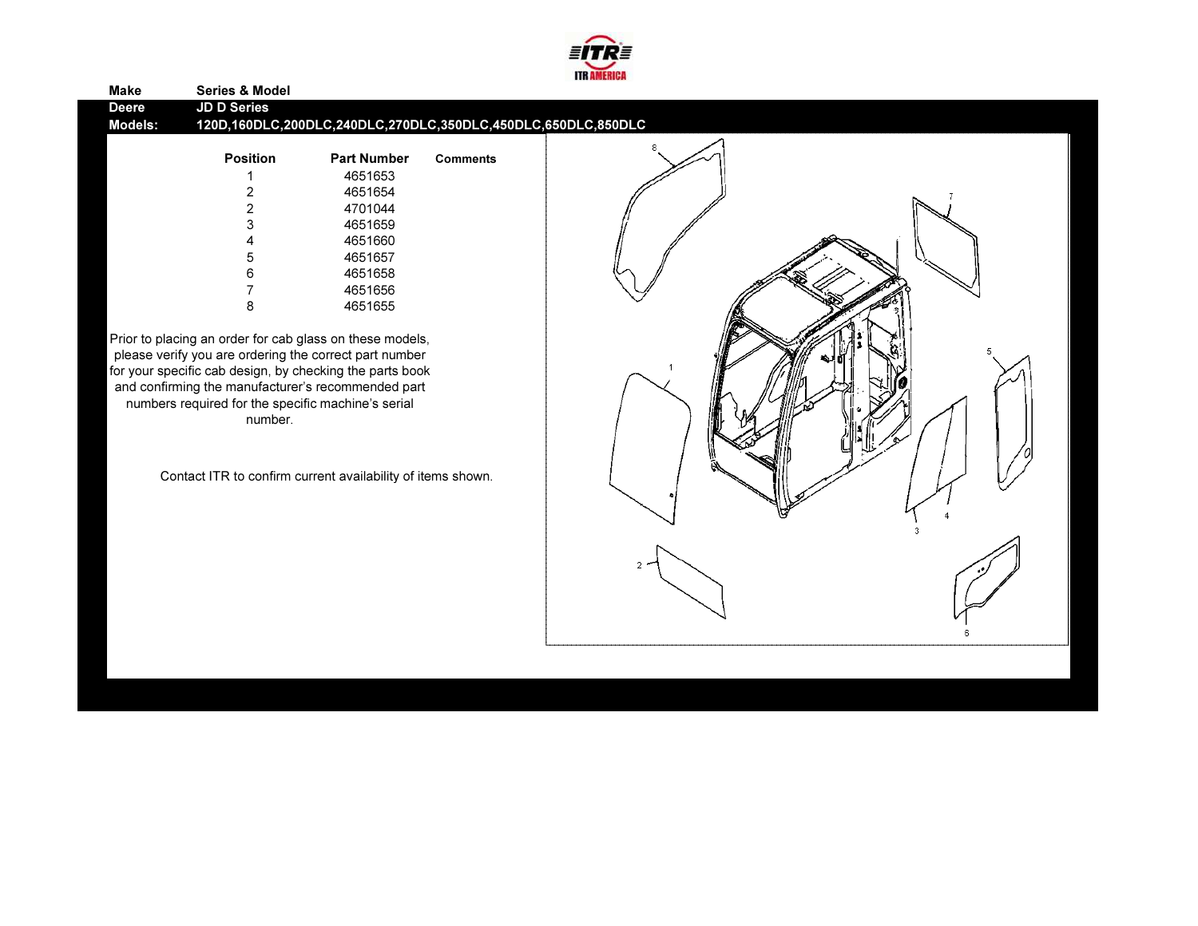| Make | Series & Model |
| --- | --- |
| Deere | JD D Series |
| Models: | 120D,160DLC,200DLC,240DLC,270DLC,350DLC,450DLC,650DLC,850DLC |

| Position | Part Number | Comments |
| --- | --- | --- |
| 1 | 4651653 | |
| 2 | 4651654 | |
| 2 | 4701044 | |
| 3 | 4651659 | |
| 4 | 4651660 | |
| 5 | 4651657 | |
| 6 | 4651658 | |
| 7 | 4651656 | |
| 8 | 4651655 | |

Prior to placing an order for cab glass on these models, please verify you are ordering the correct part number for your specific cab design, by checking the parts book and confirming the manufacturer's recommended part numbers required for the specific machine's serial number.

Contact ITR to confirm current availability of items shown.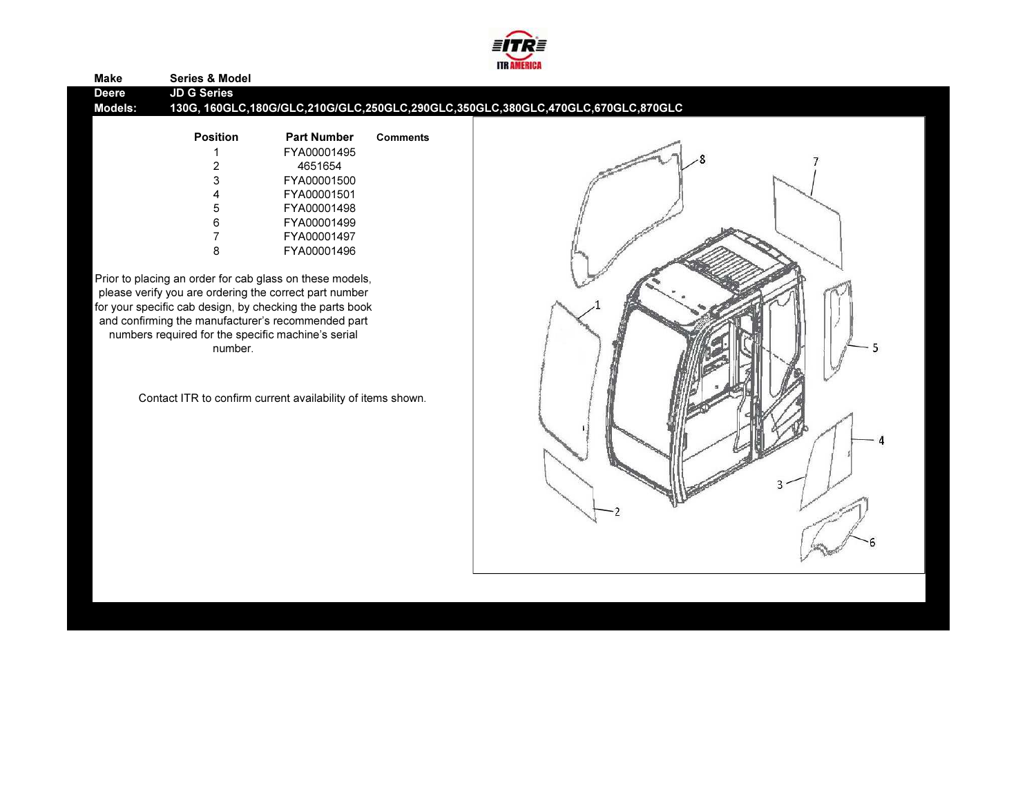| Make | Series & Model |
|---|---|
| Deere | JD G Series |
| Models: | 130G, 160GLC,180G/GLC,210G/GLC,250GLC,290GLC,350GLC,380GLC,470GLC,670GLC,870GLC |

| Position | Part Number | Comments |
|---|---|---|
| 1 | FYA00001495 | |
| 2 | 4651654 | |
| 3 | FYA00001500 | |
| 4 | FYA00001501 | |
| 5 | FYA00001498 | |
| 6 | FYA00001499 | |
| 7 | FYA00001497 | |
| 8 | FYA00001496 | |

Prior to placing an order for cab glass on these models, please verify you are ordering the correct part number for your specific cab design, by checking the parts book and confirming the manufacturer's recommended part numbers required for the specific machine's serial number.

Contact ITR to confirm current availability of items shown.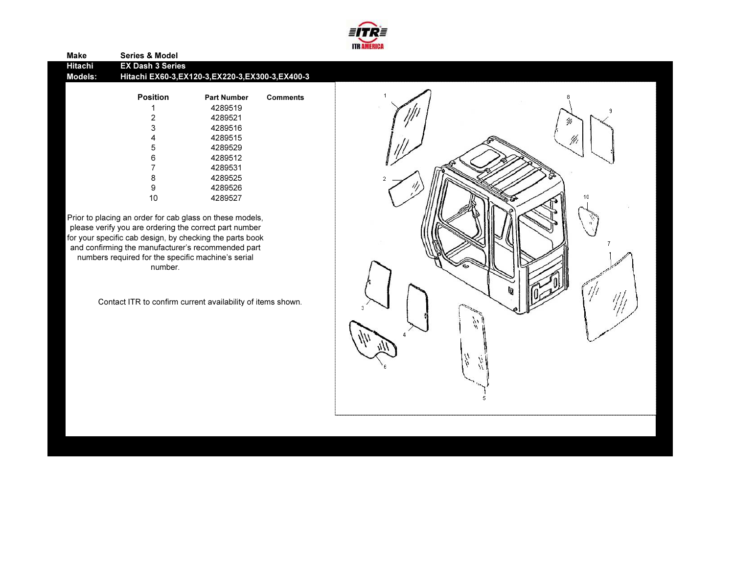ITR AMERICA

| Make | Series & Model |
| --- | --- |
| Hitachi | EX Dash 3 Series |
| Models: | Hitachi EX60-3,EX120-3,EX220-3,EX300-3,EX400-3 |

| Position | Part Number | Comments |
| --- | --- | --- |
| 1 | 4289519 | |
| 2 | 4289521 | |
| 3 | 4289516 | |
| 4 | 4289515 | |
| 5 | 4289529 | |
| 6 | 4289512 | |
| 7 | 4289531 | |
| 8 | 4289525 | |
| 9 | 4289526 | |
| 10 | 4289527 | |

Prior to placing an order for cab glass on these models, please verify you are ordering the correct part number for your specific cab design, by checking the parts book and confirming the manufacturer's recommended part numbers required for the specific machine's serial number.

Contact ITR to confirm current availability of items shown.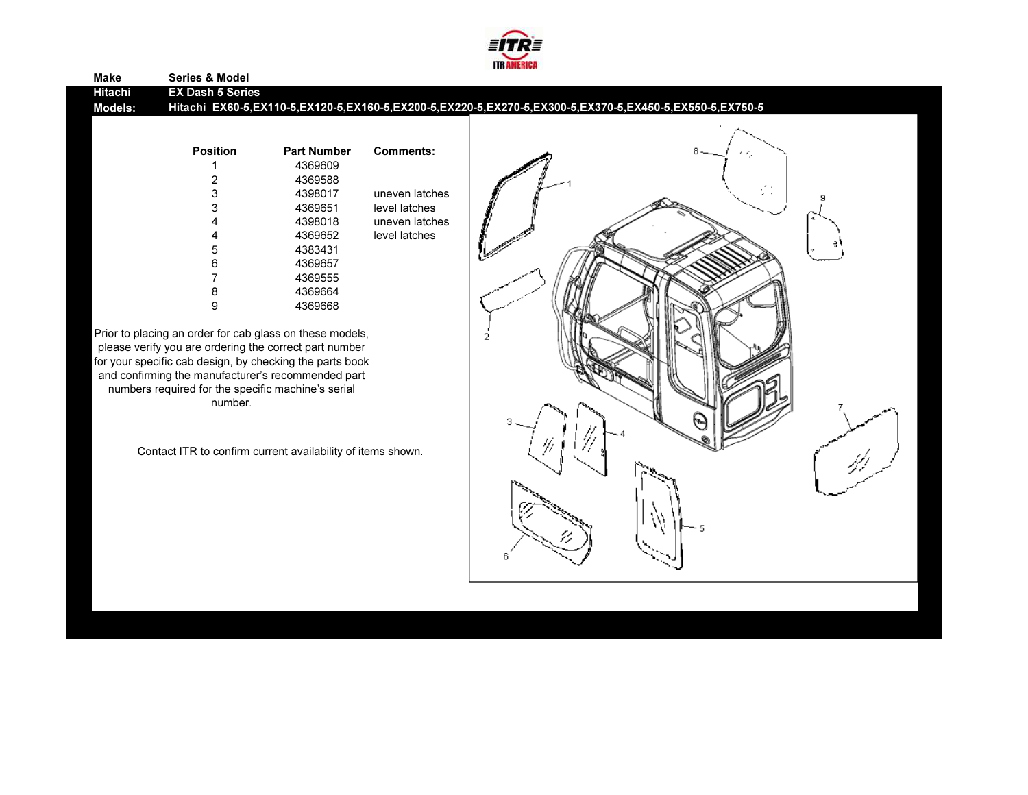| Make | Series & Model |
|---|---|
| Hitachi | EX Dash 5 Series |
| Models: | Hitachi EX60-5,EX110-5,EX120-5,EX160-5,EX200-5,EX220-5,EX270-5,EX300-5,EX370-5,EX450-5,EX550-5,EX750-5 |

| Position | Part Number | Comments: |
|---|---|---|
| 1 | 4369609 | |
| 2 | 4369588 | |
| 3 | 4398017 | uneven latches |
| 3 | 4369651 | level latches |
| 4 | 4398018 | uneven latches |
| 4 | 4369652 | level latches |
| 5 | 4383431 | |
| 6 | 4369657 | |
| 7 | 4369555 | |
| 8 | 4369664 | |
| 9 | 4369668 | |

Prior to placing an order for cab glass on these models, please verify you are ordering the correct part number for your specific cab design, by checking the parts book and confirming the manufacturer's recommended part numbers required for the specific machine's serial number.

Contact ITR to confirm current availability of items shown.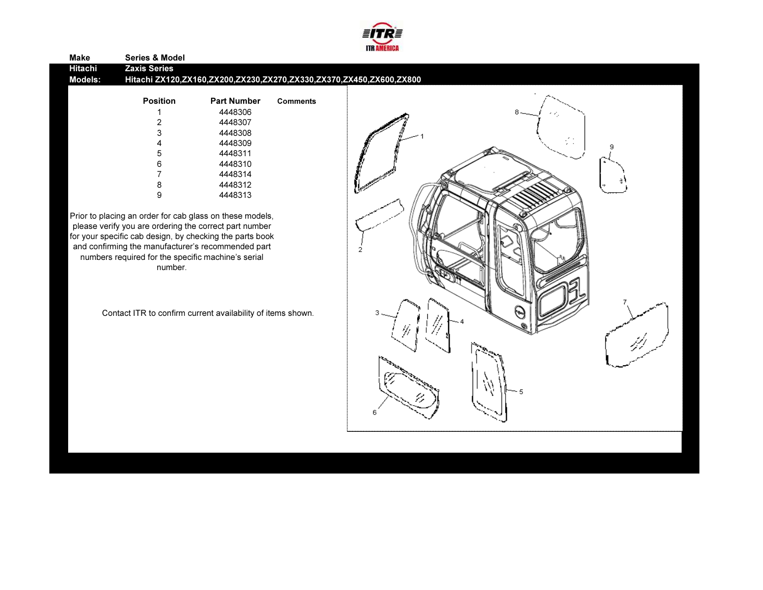| Make | Series & Model |
|---|---|
| Hitachi | Zaxis Series |
| Models: | Hitachi ZX120,ZX160,ZX200,ZX230,ZX270,ZX330,ZX370,ZX450,ZX600,ZX800 |

| Position | Part Number | Comments |
|---|---|---|
| 1 | 4448306 | |
| 2 | 4448307 | |
| 3 | 4448308 | |
| 4 | 4448309 | |
| 5 | 4448311 | |
| 6 | 4448310 | |
| 7 | 4448314 | |
| 8 | 4448312 | |
| 9 | 4448313 | |

Prior to placing an order for cab glass on these models, please verify you are ordering the correct part number for your specific cab design, by checking the parts book and confirming the manufacturer's recommended part numbers required for the specific machine's serial number.

Contact ITR to confirm current availability of items shown.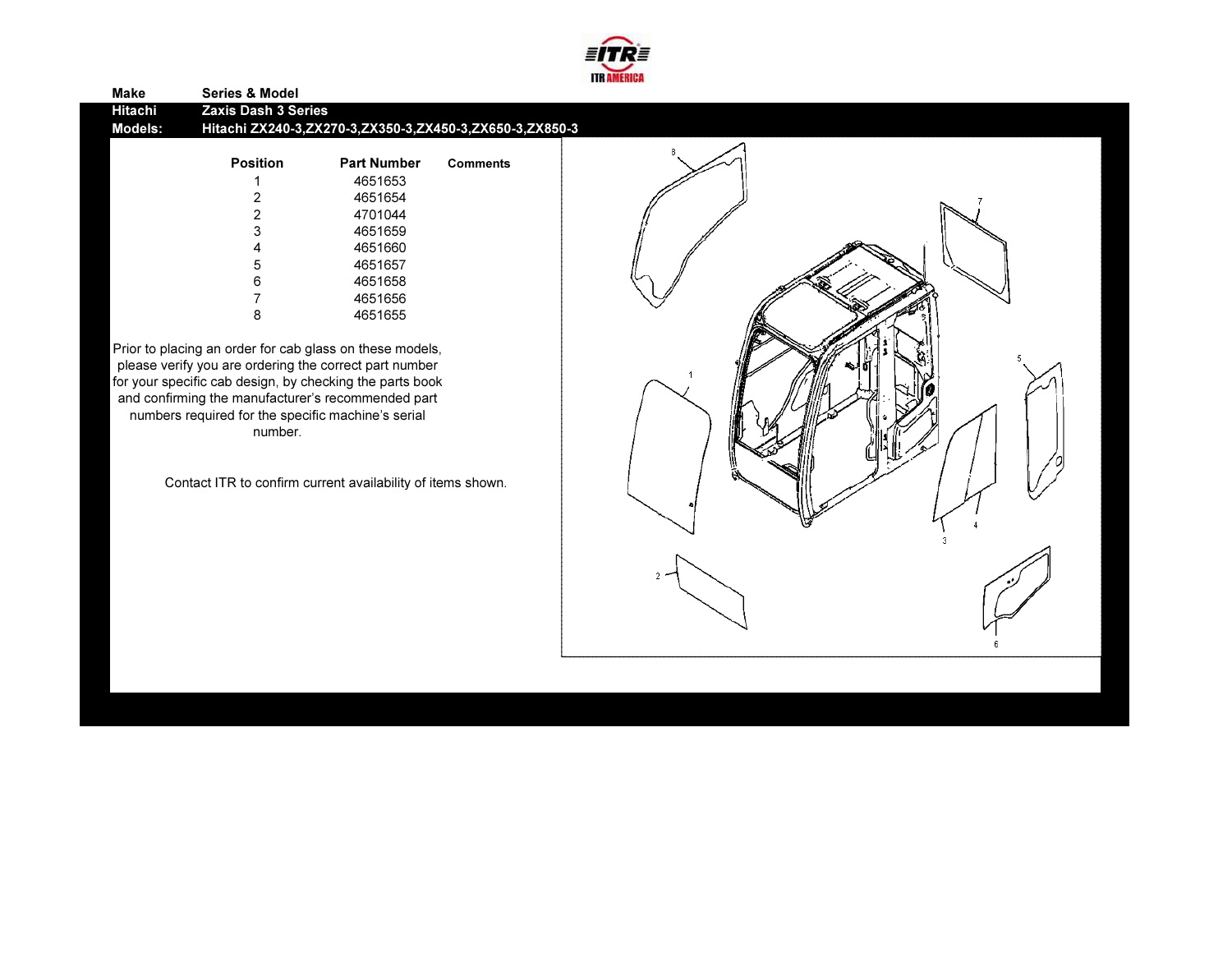| Make | Series & Model |
| --- | --- |
| Hitachi | Zaxis Dash 3 Series |
| Models: | Hitachi ZX240-3,ZX270-3,ZX350-3,ZX450-3,ZX650-3,ZX850-3 |

| Position | Part Number | Comments |
| --- | --- | --- |
| 1 | 4651653 | |
| 2 | 4651654 | |
| 2 | 4701044 | |
| 3 | 4651659 | |
| 4 | 4651660 | |
| 5 | 4651657 | |
| 6 | 4651658 | |
| 7 | 4651656 | |
| 8 | 4651655 | |

Prior to placing an order for cab glass on these models, please verify you are ordering the correct part number for your specific cab design, by checking the parts book and confirming the manufacturer's recommended part numbers required for the specific machine's serial number.

Contact ITR to confirm current availability of items shown.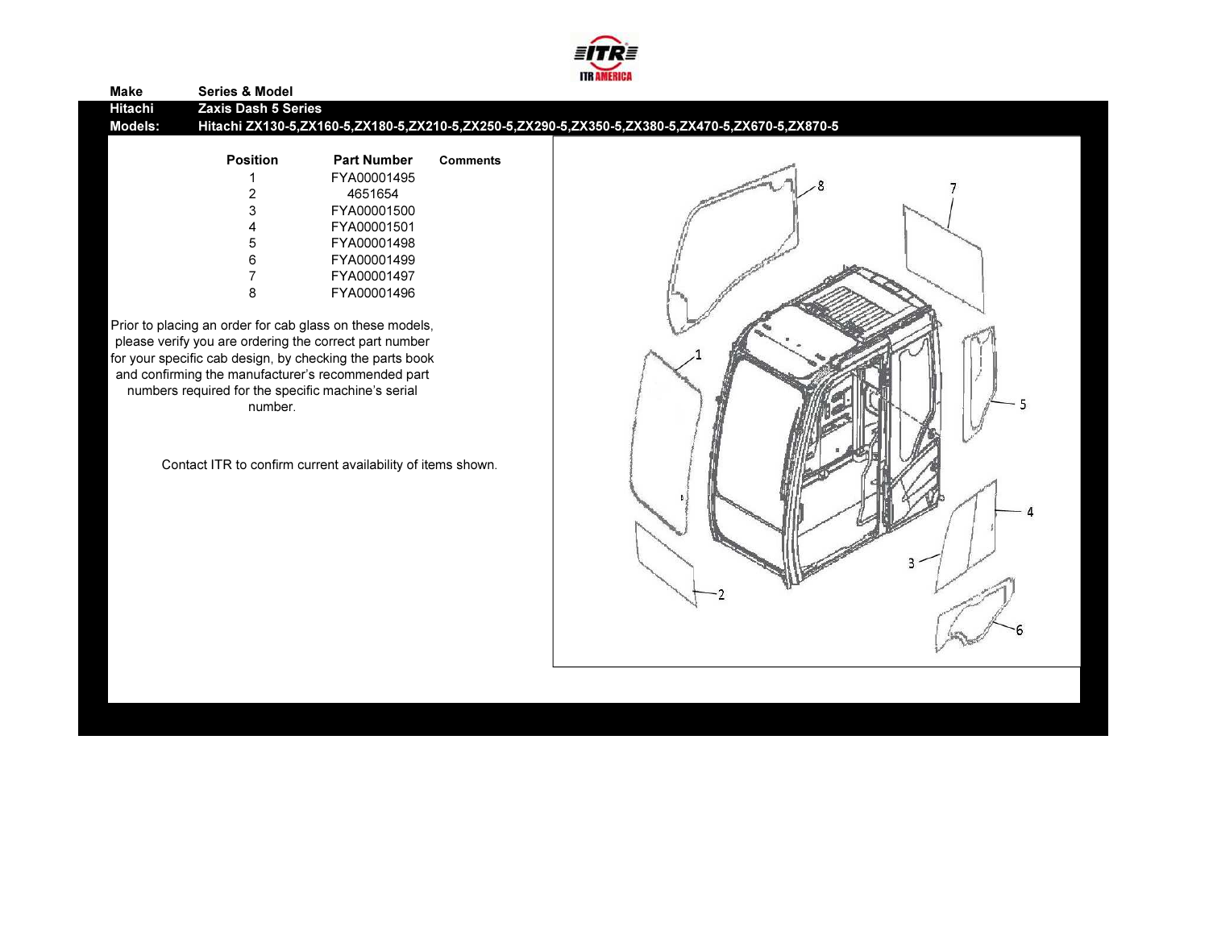ITR AMERICA

| Make | Series & Model |
| --- | --- |
| Hitachi | Zaxis Dash 5 Series |
| Models: | Hitachi ZX130-5,ZX160-5,ZX180-5,ZX210-5,ZX250-5,ZX290-5,ZX350-5,ZX380-5,ZX470-5,ZX670-5,ZX870-5 |

| Position | Part Number | Comments |
| --- | --- | --- |
| 1 | FYA00001495 | |
| 2 | 4651654 | |
| 3 | FYA00001500 | |
| 4 | FYA00001501 | |
| 5 | FYA00001498 | |
| 6 | FYA00001499 | |
| 7 | FYA00001497 | |
| 8 | FYA00001496 | |

Prior to placing an order for cab glass on these models, please verify you are ordering the correct part number for your specific cab design, by checking the parts book and confirming the manufacturer's recommended part numbers required for the specific machine's serial number.

Contact ITR to confirm current availability of items shown.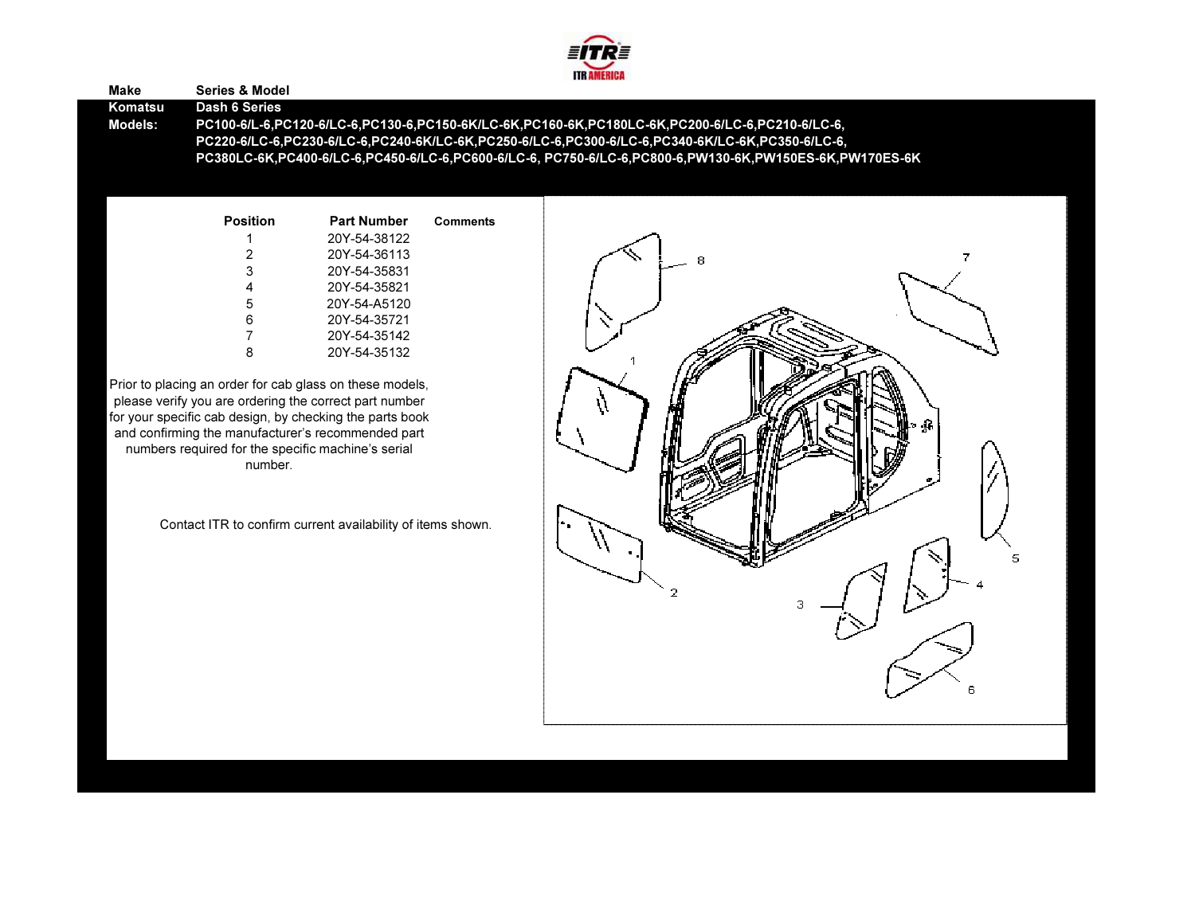| Make | Series & Model |
|---|---|
| Komatsu | Dash 6 Series |
| Models: | PC100-6/L-6,PC120-6/LC-6,PC130-6,PC150-6K/LC-6K,PC160-6K,PC180LC-6K,PC200-6/LC-6,PC210-6/LC-6, PC220-6/LC-6,PC230-6/LC-6,PC240-6K/LC-6K,PC250-6/LC-6,PC300-6/LC-6,PC340-6K/LC-6K,PC350-6/LC-6, PC380LC-6K,PC400-6/LC-6,PC450-6/LC-6,PC600-6/LC-6, PC750-6/LC-6,PC800-6,PW130-6K,PW150ES-6K,PW170ES-6K |

| Position | Part Number | Comments |
|---|---|---|
| 1 | 20Y-54-38122 | |
| 2 | 20Y-54-36113 | |
| 3 | 20Y-54-35831 | |
| 4 | 20Y-54-35821 | |
| 5 | 20Y-54-A5120 | |
| 6 | 20Y-54-35721 | |
| 7 | 20Y-54-35142 | |
| 8 | 20Y-54-35132 | |

Prior to placing an order for cab glass on these models, please verify you are ordering the correct part number for your specific cab design, by checking the parts book and confirming the manufacturer's recommended part numbers required for the specific machine's serial number.

Contact ITR to confirm current availability of items shown.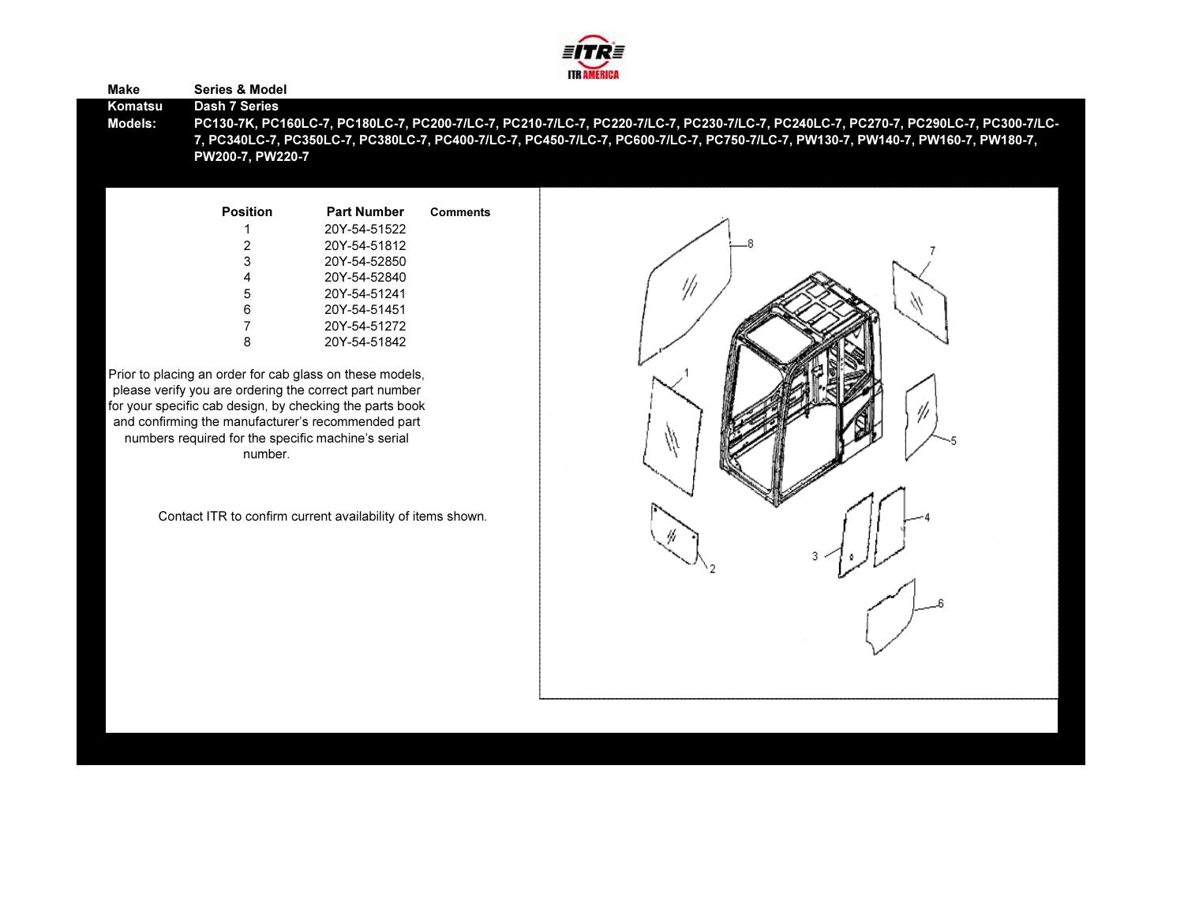| Make | Series & Model |
|---|---|
| Komatsu | Dash 7 Series |
| Models: | PC130-7K, PC160LC-7, PC180LC-7, PC200-7/LC-7, PC210-7/LC-7, PC220-7/LC-7, PC230-7/LC-7, PC240LC-7, PC270-7, PC290LC-7, PC300-7/LC-7, PC340LC-7, PC350LC-7, PC380LC-7, PC400-7/LC-7, PC450-7/LC-7, PC600-7/LC-7, PC750-7/LC-7, PW130-7, PW140-7, PW160-7, PW180-7, PW200-7, PW220-7 |

| Position | Part Number | Comments |
|---|---|---|
| 1 | 20Y-54-51522 | |
| 2 | 20Y-54-51812 | |
| 3 | 20Y-54-52850 | |
| 4 | 20Y-54-52840 | |
| 5 | 20Y-54-51241 | |
| 6 | 20Y-54-51451 | |
| 7 | 20Y-54-51272 | |
| 8 | 20Y-54-51842 | |

Prior to placing an order for cab glass on these models, please verify you are ordering the correct part number for your specific cab design, by checking the parts book and confirming the manufacturer's recommended part numbers required for the specific machine's serial number.

Contact ITR to confirm current availability of items shown.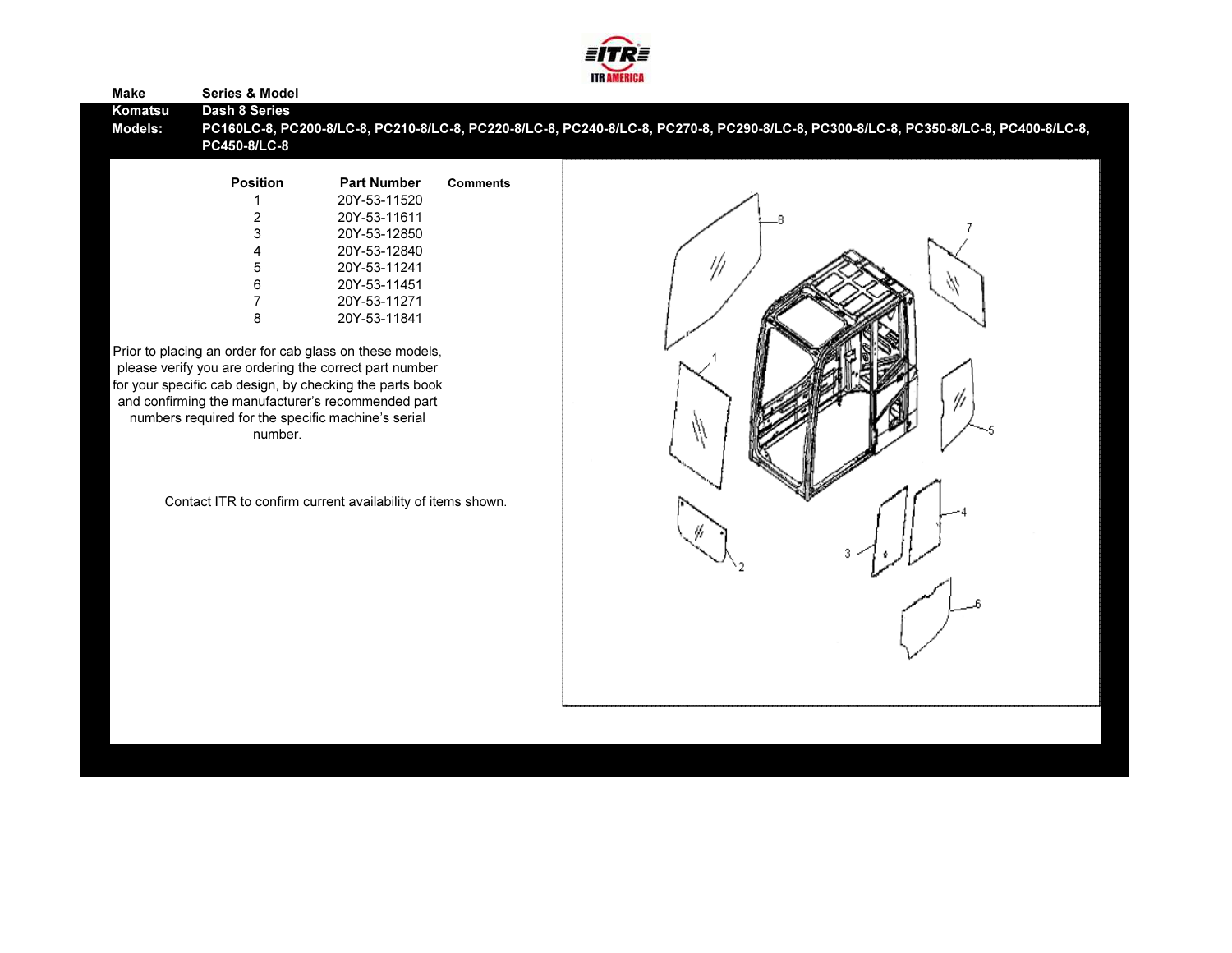| Make | Series & Model |
|---|---|
| Komatsu | Dash 8 Series |
| Models: | PC160LC-8, PC200-8/LC-8, PC210-8/LC-8, PC220-8/LC-8, PC240-8/LC-8, PC270-8, PC290-8/LC-8, PC300-8/LC-8, PC350-8/LC-8, PC400-8/LC-8, PC450-8/LC-8 |

| Position | Part Number | Comments |
|---|---|---|
| 1 | 20Y-53-11520 | |
| 2 | 20Y-53-11611 | |
| 3 | 20Y-53-12850 | |
| 4 | 20Y-53-12840 | |
| 5 | 20Y-53-11241 | |
| 6 | 20Y-53-11451 | |
| 7 | 20Y-53-11271 | |
| 8 | 20Y-53-11841 | |

Prior to placing an order for cab glass on these models, please verify you are ordering the correct part number for your specific cab design, by checking the parts book and confirming the manufacturer's recommended part numbers required for the specific machine's serial number.

Contact ITR to confirm current availability of items shown.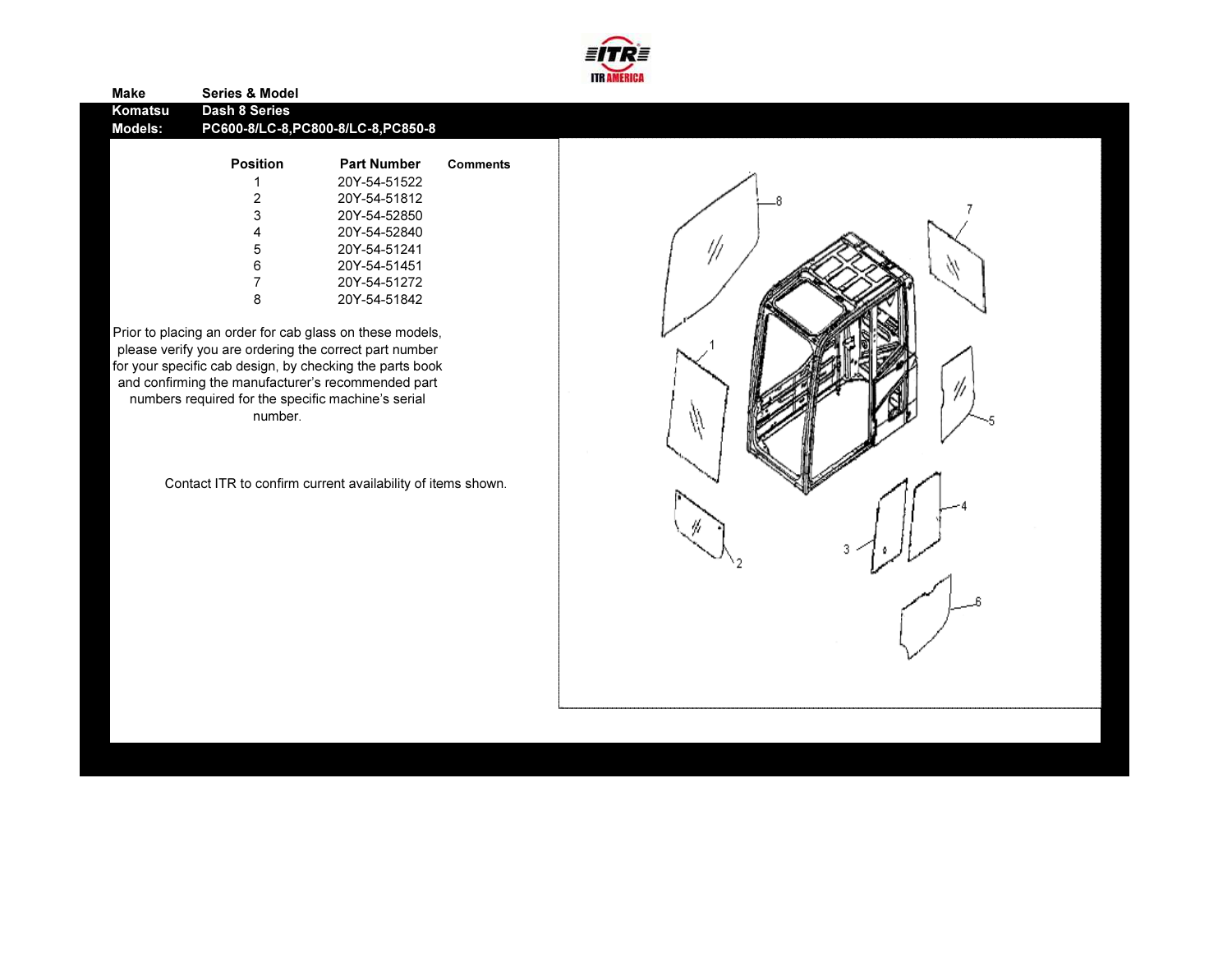| Make | Series & Model |
| --- | --- |
| Komatsu | Dash 8 Series |
| Models: | PC600-8/LC-8,PC800-8/LC-8,PC850-8 |

| Position | Part Number | Comments |
| --- | --- | --- |
| 1 | 20Y-54-51522 | |
| 2 | 20Y-54-51812 | |
| 3 | 20Y-54-52850 | |
| 4 | 20Y-54-52840 | |
| 5 | 20Y-54-51241 | |
| 6 | 20Y-54-51451 | |
| 7 | 20Y-54-51272 | |
| 8 | 20Y-54-51842 | |

Prior to placing an order for cab glass on these models, please verify you are ordering the correct part number for your specific cab design, by checking the parts book and confirming the manufacturer's recommended part numbers required for the specific machine's serial number.

Contact ITR to confirm current availability of items shown.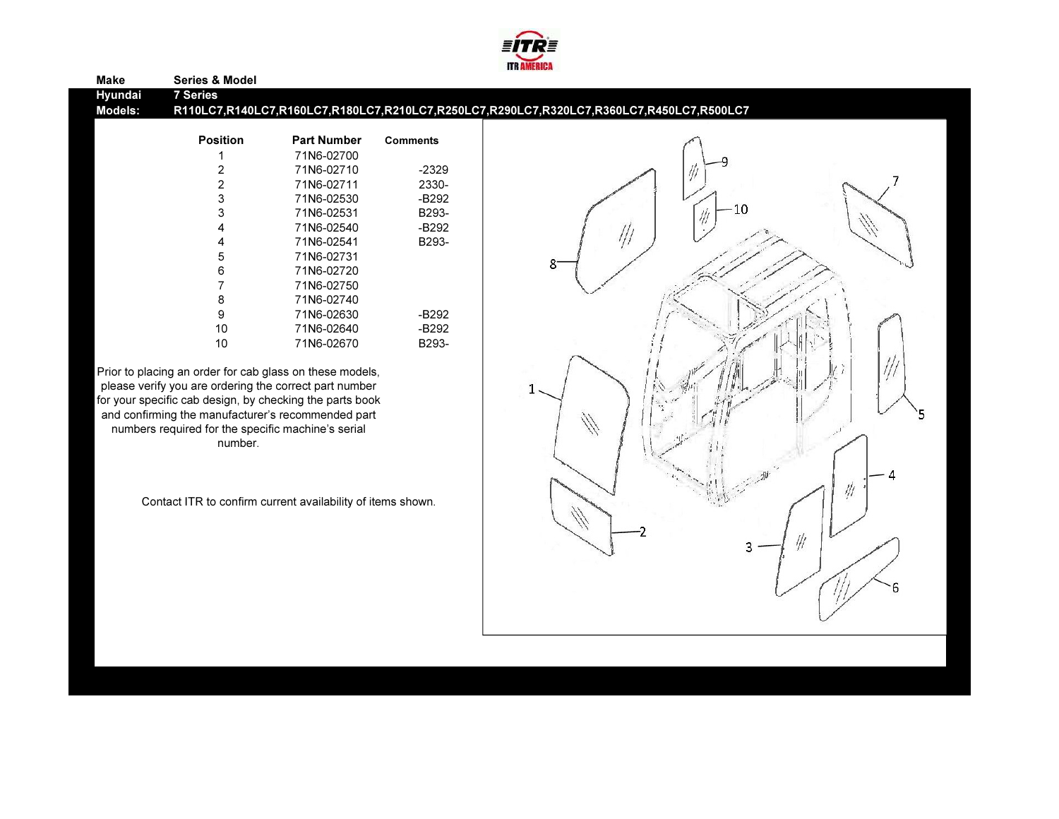ITR AMERICA

| Make | Series & Model |
|---|---|
| Hyundai | 7 Series |
| Models: | R110LC7,R140LC7,R160LC7,R180LC7,R210LC7,R250LC7,R290LC7,R320LC7,R360LC7,R450LC7,R500LC7 |

| Position | Part Number | Comments |
|---|---|---|
| 1 | 71N6-02700 | |
| 2 | 71N6-02710 | -2329 |
| 2 | 71N6-02711 | 2330- |
| 3 | 71N6-02530 | -B292 |
| 3 | 71N6-02531 | B293- |
| 4 | 71N6-02540 | -B292 |
| 4 | 71N6-02541 | B293- |
| 5 | 71N6-02731 | |
| 6 | 71N6-02720 | |
| 7 | 71N6-02750 | |
| 8 | 71N6-02740 | |
| 9 | 71N6-02630 | -B292 |
| 10 | 71N6-02640 | -B292 |
| 10 | 71N6-02670 | B293- |

Prior to placing an order for cab glass on these models, please verify you are ordering the correct part number for your specific cab design, by checking the parts book and confirming the manufacturer's recommended part numbers required for the specific machine's serial number.

Contact ITR to confirm current availability of items shown.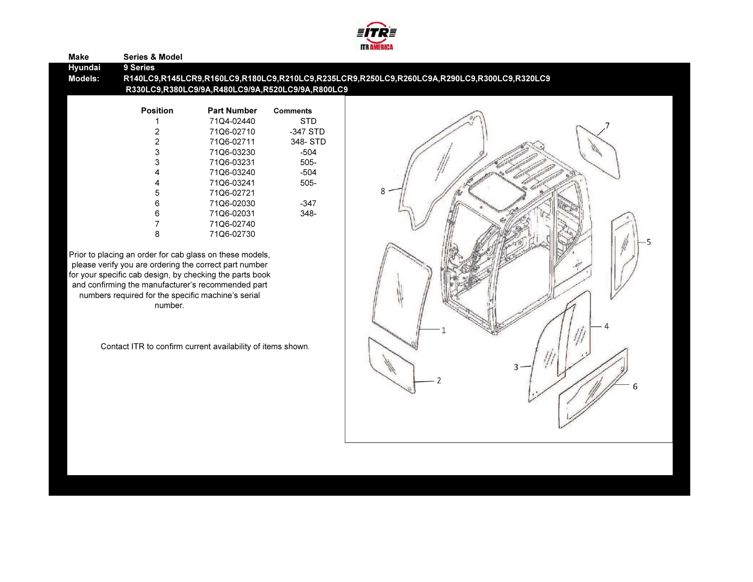| Make | Series & Model |
| --- | --- |
| Hyundai | 9 Series |
| Models: | R140LC9,R145LCR9,R160LC9,R180LC9,R210LC9,R235LCR9,R250LC9,R260LC9A,R290LC9,R300LC9,R320LC9 R330LC9,R380LC9/9A,R480LC9/9A,R520LC9/9A,R800LC9 |

| Position | Part Number | Comments |
| --- | --- | --- |
| 1 | 71Q4-02440 | STD |
| 2 | 71Q6-02710 | -347 STD |
| 2 | 71Q6-02711 | 348- STD |
| 3 | 71Q6-03230 | -504 |
| 3 | 71Q6-03231 | 505- |
| 4 | 71Q6-03240 | -504 |
| 4 | 71Q6-03241 | 505- |
| 5 | 71Q6-02721 | |
| 6 | 71Q6-02030 | -347 |
| 6 | 71Q6-02031 | 348- |
| 7 | 71Q6-02740 | |
| 8 | 71Q6-02730 | |

Prior to placing an order for cab glass on these models, please verify you are ordering the correct part number for your specific cab design, by checking the parts book and confirming the manufacturer's recommended part numbers required for the specific machine's serial number.

Contact ITR to confirm current availability of items shown.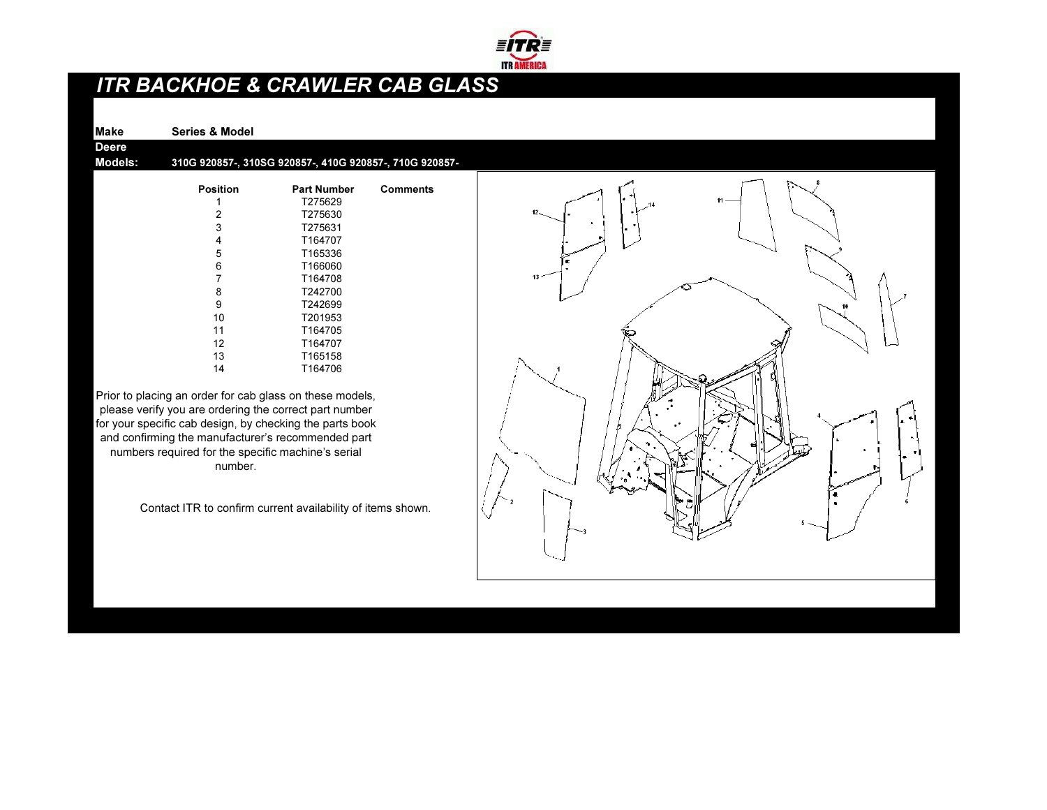# ITR BACKHOE & CRAWLER CAB GLASS

**Make** **Series & Model**

**Deere**

**Models:** **310G 920857-, 310SG 920857-, 410G 920857-, 710G 920857-**

| Position | Part Number | Comments |
|---|---|---|
| 1 | T275629 | |
| 2 | T275630 | |
| 3 | T275631 | |
| 4 | T164707 | |
| 5 | T165336 | |
| 6 | T166060 | |
| 7 | T164708 | |
| 8 | T242700 | |
| 9 | T242699 | |
| 10 | T201953 | |
| 11 | T164705 | |
| 12 | T164707 | |
| 13 | T165158 | |
| 14 | T164706 | |

Prior to placing an order for cab glass on these models, please verify you are ordering the correct part number for your specific cab design, by checking the parts book and confirming the manufacturer's recommended part numbers required for the specific machine's serial number.

Contact ITR to confirm current availability of items shown.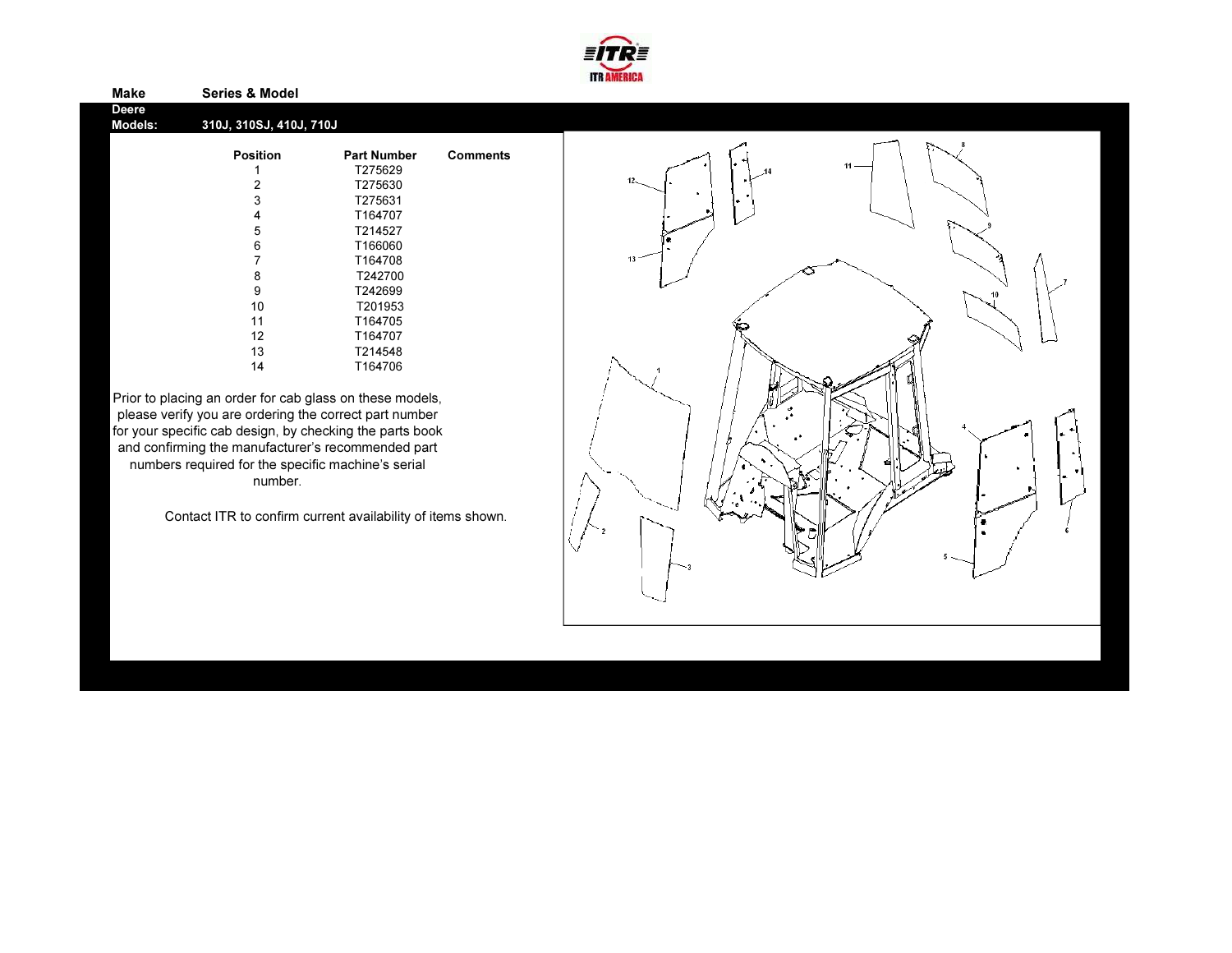| Make | Series & Model |
| --- | --- |
| Deere | |
| Models: | 310J, 310SJ, 410J, 710J |

| Position | Part Number | Comments |
| --- | --- | --- |
| 1 | T275629 | |
| 2 | T275630 | |
| 3 | T275631 | |
| 4 | T164707 | |
| 5 | T214527 | |
| 6 | T166060 | |
| 7 | T164708 | |
| 8 | T242700 | |
| 9 | T242699 | |
| 10 | T201953 | |
| 11 | T164705 | |
| 12 | T164707 | |
| 13 | T214548 | |
| 14 | T164706 | |

Prior to placing an order for cab glass on these models, please verify you are ordering the correct part number for your specific cab design, by checking the parts book and confirming the manufacturer's recommended part numbers required for the specific machine's serial number.

Contact ITR to confirm current availability of items shown.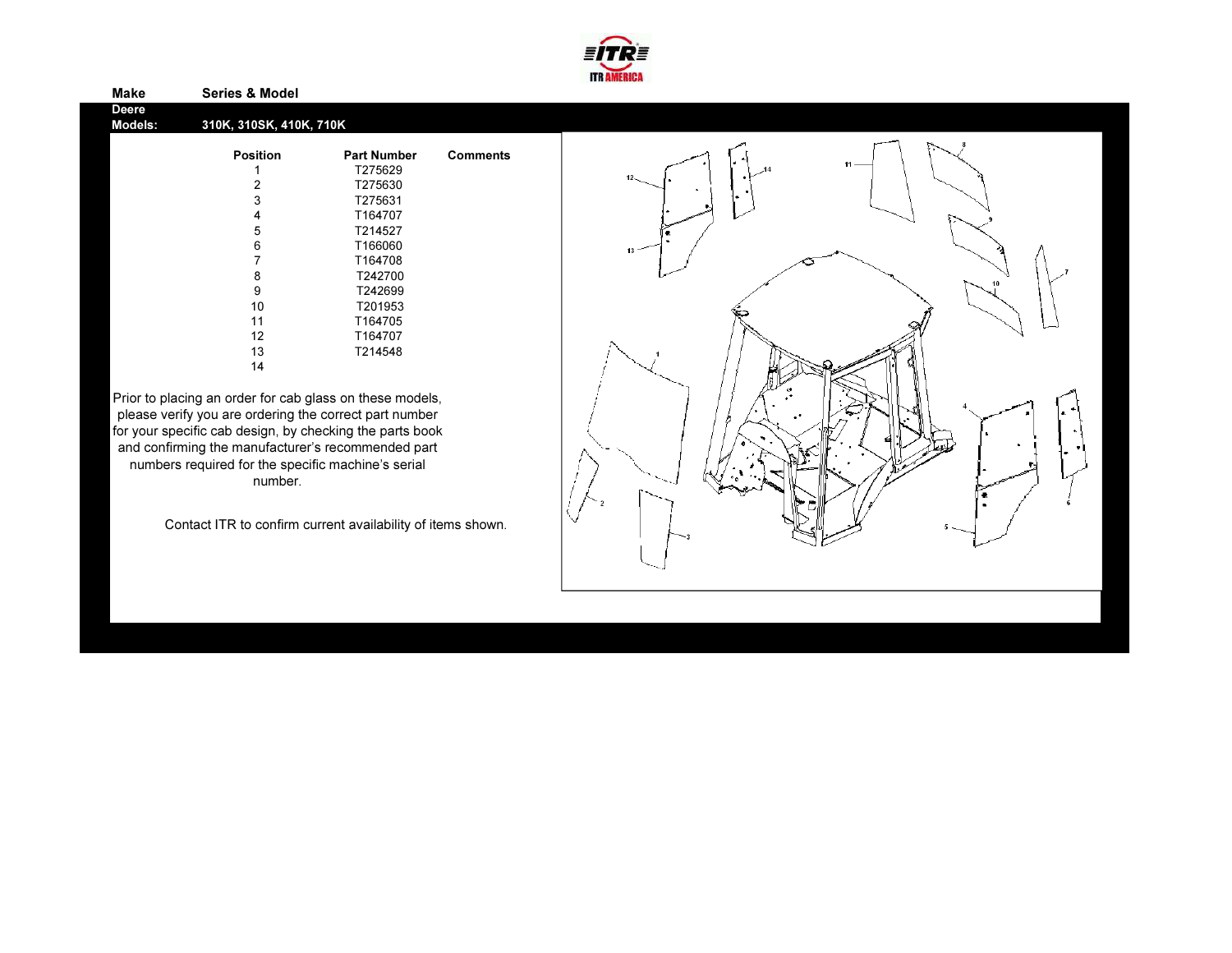| Make | Series & Model |
|---|---|
| Deere | |
| Models: | 310K, 310SK, 410K, 710K |

| Position | Part Number | Comments |
|---|---|---|
| 1 | T275629 | |
| 2 | T275630 | |
| 3 | T275631 | |
| 4 | T164707 | |
| 5 | T214527 | |
| 6 | T166060 | |
| 7 | T164708 | |
| 8 | T242700 | |
| 9 | T242699 | |
| 10 | T201953 | |
| 11 | T164705 | |
| 12 | T164707 | |
| 13 | T214548 | |
| 14 | | |

Prior to placing an order for cab glass on these models, please verify you are ordering the correct part number for your specific cab design, by checking the parts book and confirming the manufacturer's recommended part numbers required for the specific machine's serial number.

Contact ITR to confirm current availability of items shown.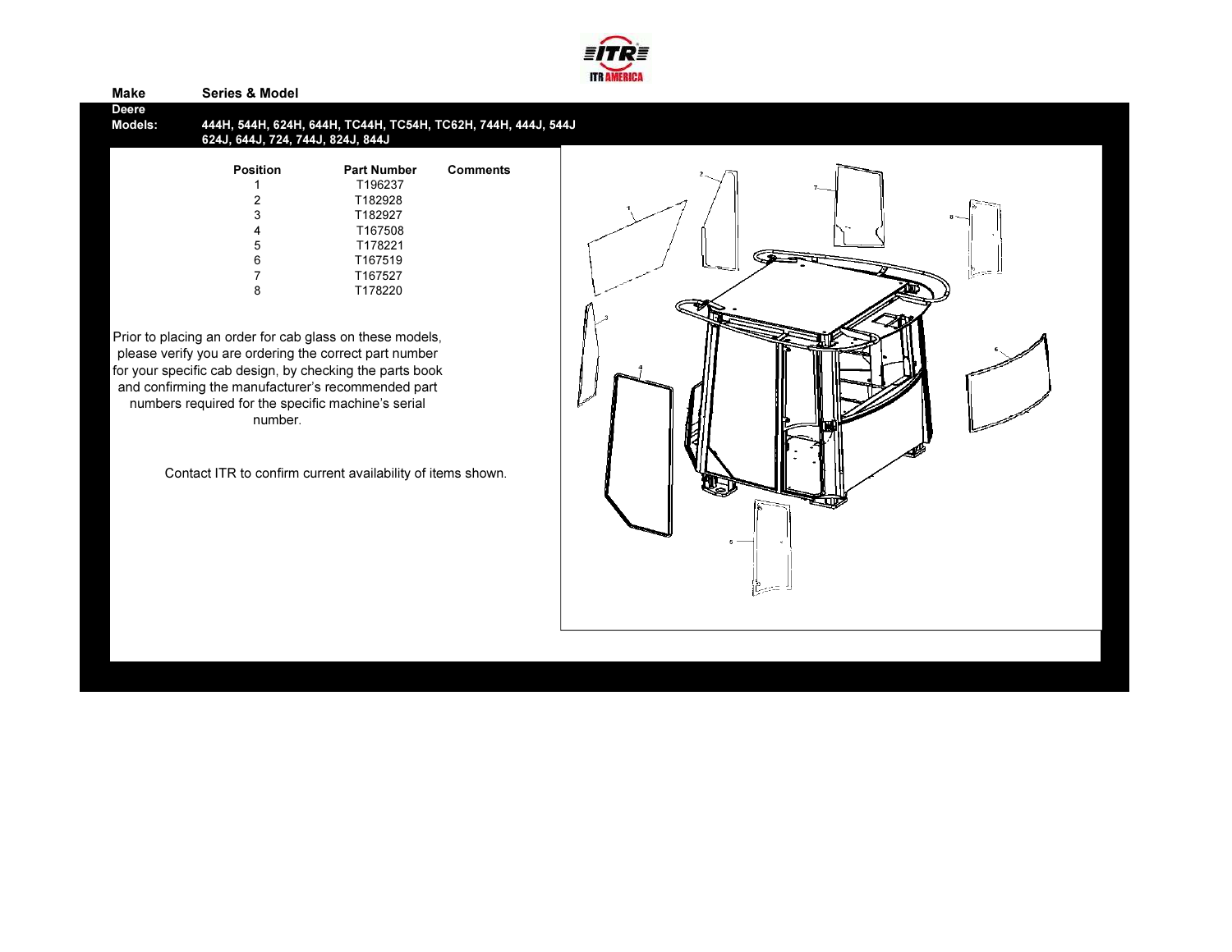| Make | Series & Model |
|---|---|
| Deere | |
| Models: | 444H, 544H, 624H, 644H, TC44H, TC54H, TC62H, 744H, 444J, 544J 624J, 644J, 724, 744J, 824J, 844J |

| Position | Part Number | Comments |
|---|---|---|
| 1 | T196237 | |
| 2 | T182928 | |
| 3 | T182927 | |
| 4 | T167508 | |
| 5 | T178221 | |
| 6 | T167519 | |
| 7 | T167527 | |
| 8 | T178220 | |

Prior to placing an order for cab glass on these models, please verify you are ordering the correct part number for your specific cab design, by checking the parts book and confirming the manufacturer's recommended part numbers required for the specific machine's serial number.

Contact ITR to confirm current availability of items shown.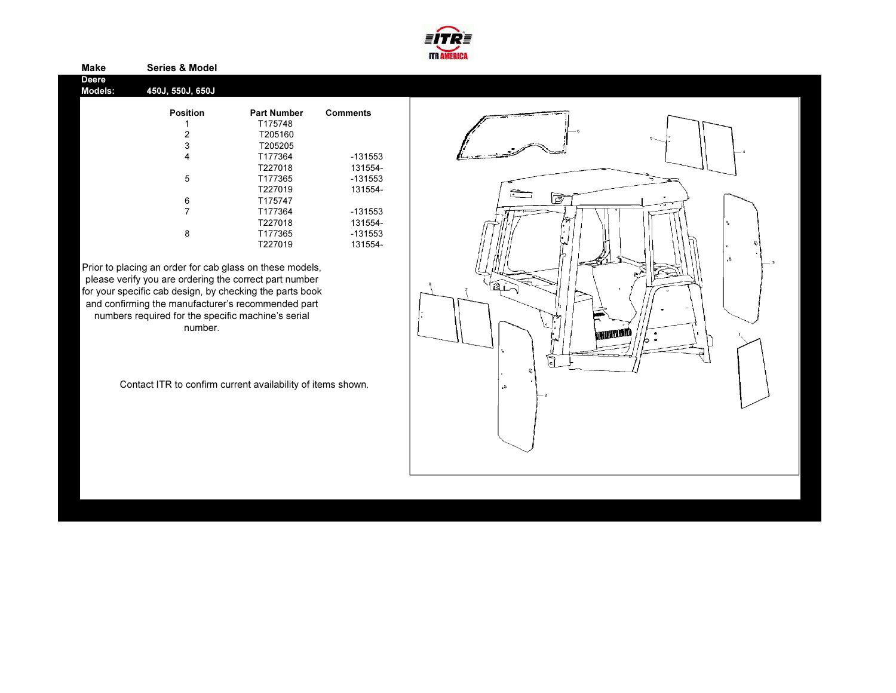| Make | Series & Model |
| --- | --- |
| Deere | |
| Models: | 450J, 550J, 650J |

| Position | Part Number | Comments |
| --- | --- | --- |
| 1 | T175748 | |
| 2 | T205160 | |
| 3 | T205205 | |
| 4 | T177364 | -131553 |
| | T227018 | 131554- |
| 5 | T177365 | -131553 |
| | T227019 | 131554- |
| 6 | T175747 | |
| 7 | T177364 | -131553 |
| | T227018 | 131554- |
| 8 | T177365 | -131553 |
| | T227019 | 131554- |

Prior to placing an order for cab glass on these models, please verify you are ordering the correct part number for your specific cab design, by checking the parts book and confirming the manufacturer's recommended part numbers required for the specific machine's serial number.

Contact ITR to confirm current availability of items shown.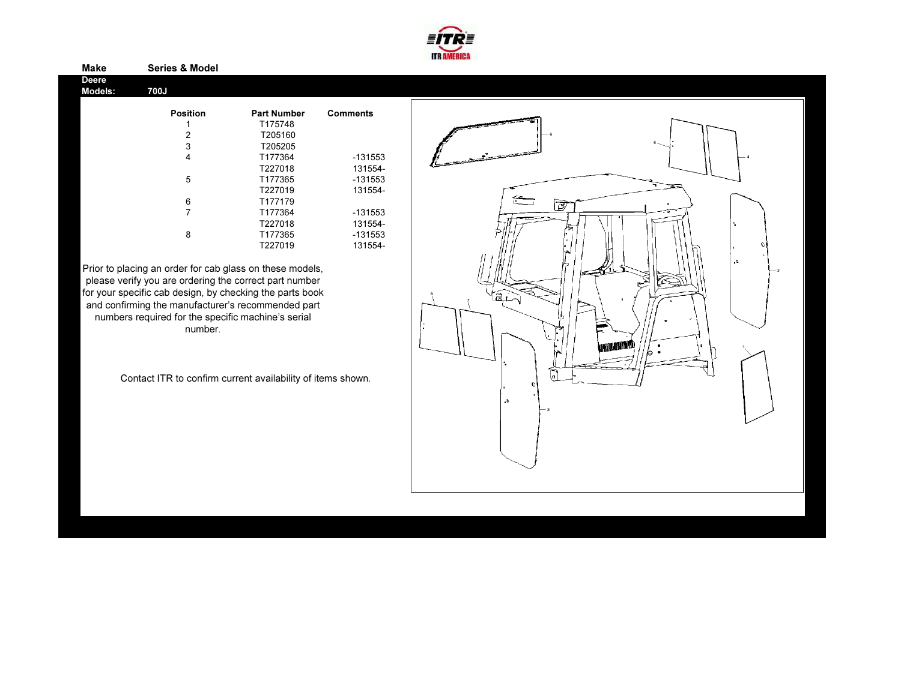| Make | Series & Model |
| --- | --- |
| Deere | |
| Models: | 700J |

| Position | Part Number | Comments |
| --- | --- | --- |
| 1 | T175748 | |
| 2 | T205160 | |
| 3 | T205205 | |
| 4 | T177364 | -131553 |
| | T227018 | 131554- |
| 5 | T177365 | -131553 |
| | T227019 | 131554- |
| 6 | T177179 | |
| 7 | T177364 | -131553 |
| | T227018 | 131554- |
| 8 | T177365 | -131553 |
| | T227019 | 131554- |

Prior to placing an order for cab glass on these models, please verify you are ordering the correct part number for your specific cab design, by checking the parts book and confirming the manufacturer's recommended part numbers required for the specific machine's serial number.

Contact ITR to confirm current availability of items shown.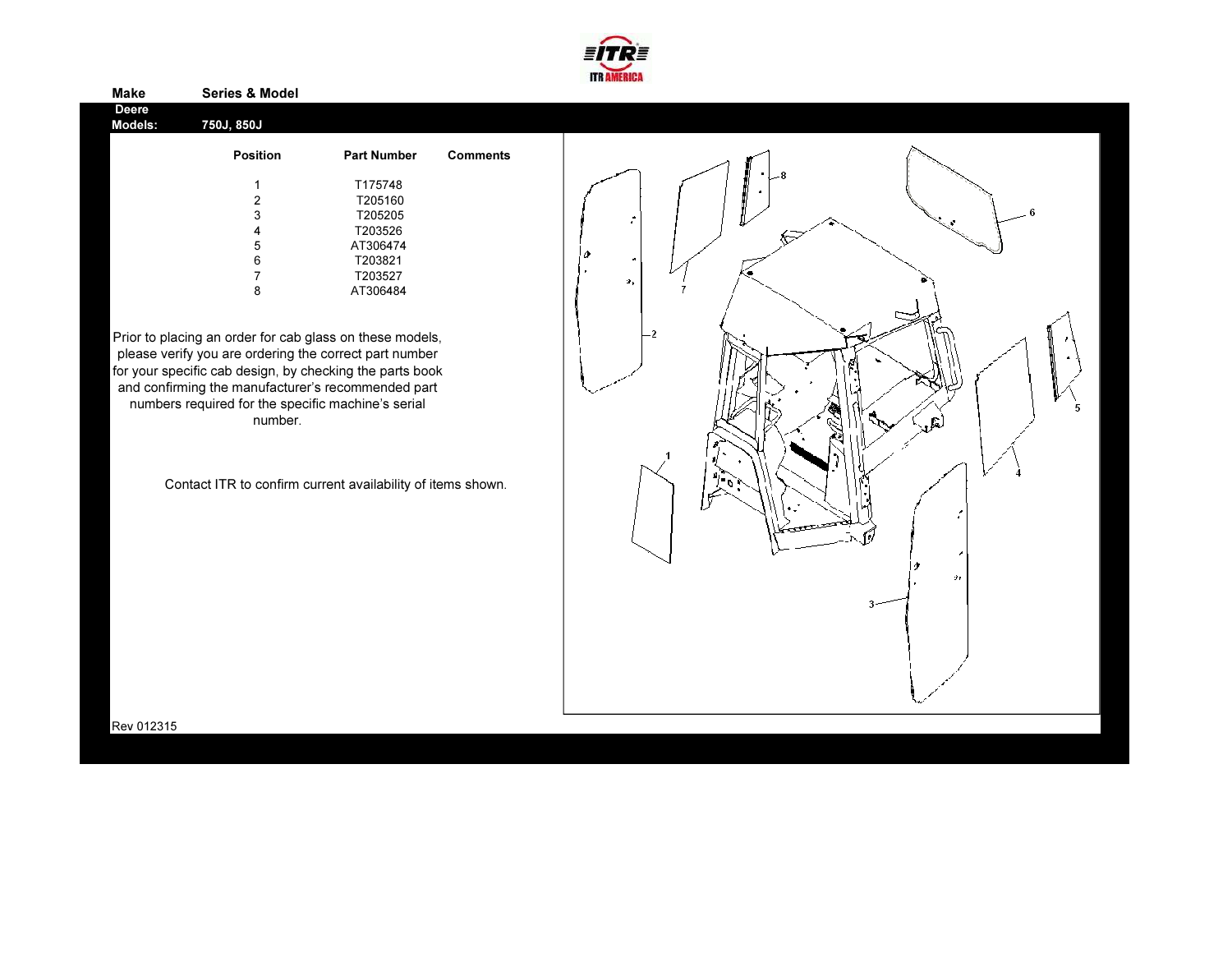| Make | Series & Model |
| --- | --- |
| Deere | |
| Models: | 750J, 850J |

| Position | Part Number | Comments |
| --- | --- | --- |
| 1 | T175748 | |
| 2 | T205160 | |
| 3 | T205205 | |
| 4 | T203526 | |
| 5 | AT306474 | |
| 6 | T203821 | |
| 7 | T203527 | |
| 8 | AT306484 | |

Prior to placing an order for cab glass on these models, please verify you are ordering the correct part number for your specific cab design, by checking the parts book and confirming the manufacturer's recommended part numbers required for the specific machine's serial number.

Contact ITR to confirm current availability of items shown.

1
2
3
4
5
6
7
8

Rev 012315